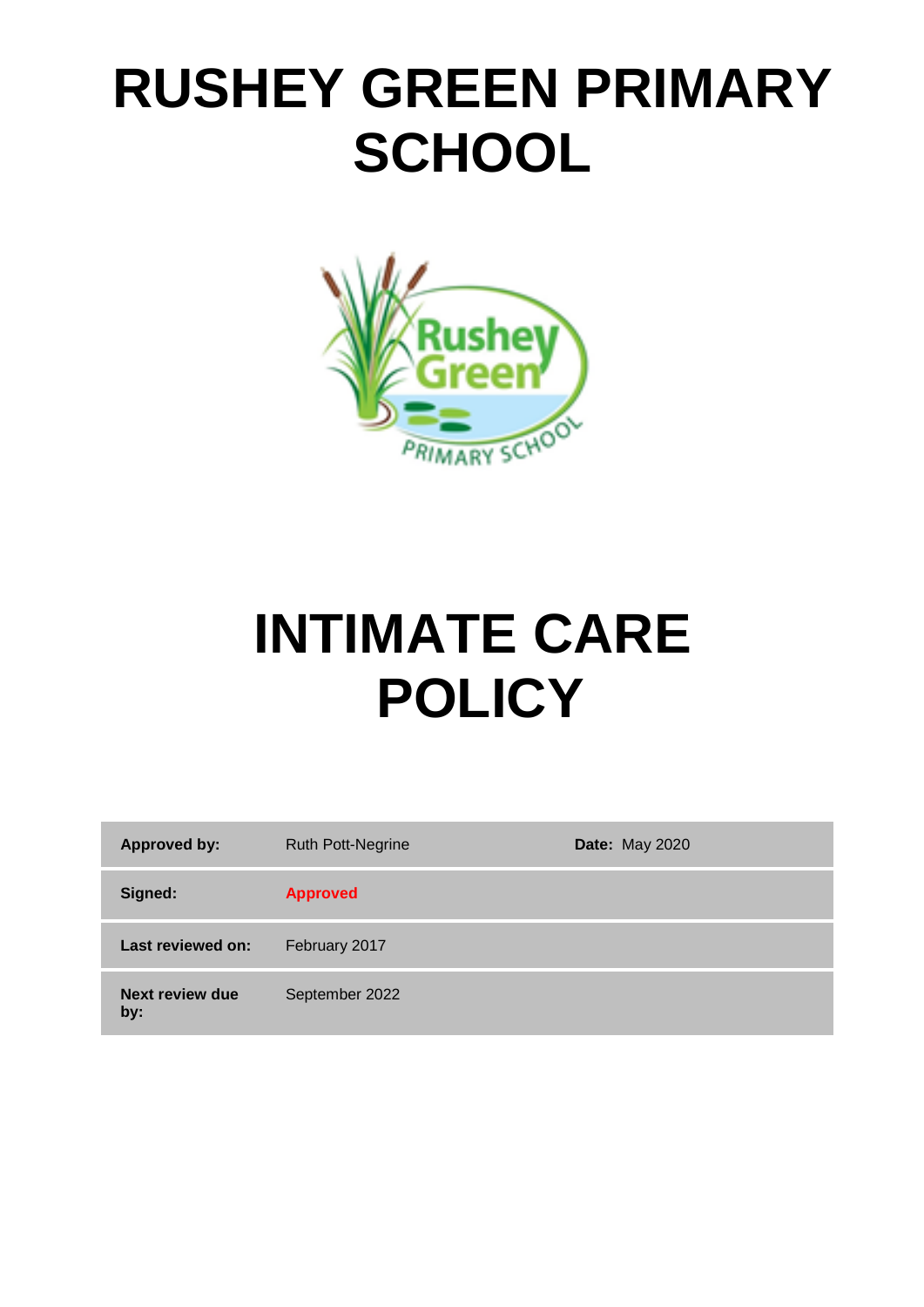# RUSHEY GREEN PRIMARY SCHOOL

# INTIMATE CARE POLICY

| | | |
|---|---|---|
| **Approved by:** | Ruth Pott-Negrine | **Date:** May 2020 |
| **Signed:** | **Approved** | |
| **Last reviewed on:** | February 2017 | |
| **Next review due by:** | September 2022 | |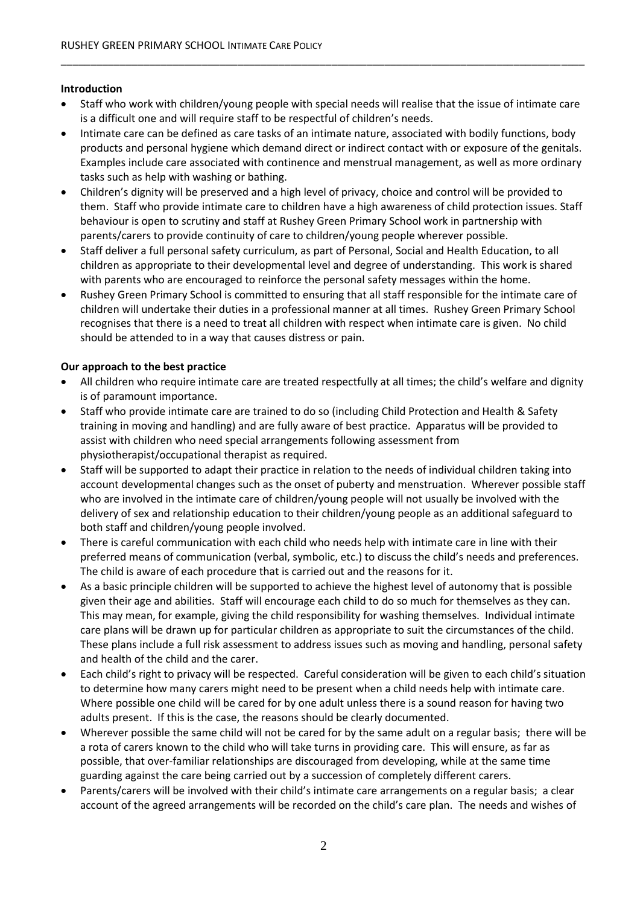**Introduction**

- Staff who work with children/young people with special needs will realise that the issue of intimate care is a difficult one and will require staff to be respectful of children's needs.
- Intimate care can be defined as care tasks of an intimate nature, associated with bodily functions, body products and personal hygiene which demand direct or indirect contact with or exposure of the genitals. Examples include care associated with continence and menstrual management, as well as more ordinary tasks such as help with washing or bathing.
- Children's dignity will be preserved and a high level of privacy, choice and control will be provided to them. Staff who provide intimate care to children have a high awareness of child protection issues. Staff behaviour is open to scrutiny and staff at Rushey Green Primary School work in partnership with parents/carers to provide continuity of care to children/young people wherever possible.
- Staff deliver a full personal safety curriculum, as part of Personal, Social and Health Education, to all children as appropriate to their developmental level and degree of understanding. This work is shared with parents who are encouraged to reinforce the personal safety messages within the home.
- Rushey Green Primary School is committed to ensuring that all staff responsible for the intimate care of children will undertake their duties in a professional manner at all times. Rushey Green Primary School recognises that there is a need to treat all children with respect when intimate care is given. No child should be attended to in a way that causes distress or pain.

**Our approach to the best practice**

- All children who require intimate care are treated respectfully at all times; the child's welfare and dignity is of paramount importance.
- Staff who provide intimate care are trained to do so (including Child Protection and Health & Safety training in moving and handling) and are fully aware of best practice. Apparatus will be provided to assist with children who need special arrangements following assessment from physiotherapist/occupational therapist as required.
- Staff will be supported to adapt their practice in relation to the needs of individual children taking into account developmental changes such as the onset of puberty and menstruation. Wherever possible staff who are involved in the intimate care of children/young people will not usually be involved with the delivery of sex and relationship education to their children/young people as an additional safeguard to both staff and children/young people involved.
- There is careful communication with each child who needs help with intimate care in line with their preferred means of communication (verbal, symbolic, etc.) to discuss the child's needs and preferences. The child is aware of each procedure that is carried out and the reasons for it.
- As a basic principle children will be supported to achieve the highest level of autonomy that is possible given their age and abilities. Staff will encourage each child to do so much for themselves as they can. This may mean, for example, giving the child responsibility for washing themselves. Individual intimate care plans will be drawn up for particular children as appropriate to suit the circumstances of the child. These plans include a full risk assessment to address issues such as moving and handling, personal safety and health of the child and the carer.
- Each child's right to privacy will be respected. Careful consideration will be given to each child's situation to determine how many carers might need to be present when a child needs help with intimate care. Where possible one child will be cared for by one adult unless there is a sound reason for having two adults present. If this is the case, the reasons should be clearly documented.
- Wherever possible the same child will not be cared for by the same adult on a regular basis; there will be a rota of carers known to the child who will take turns in providing care. This will ensure, as far as possible, that over-familiar relationships are discouraged from developing, while at the same time guarding against the care being carried out by a succession of completely different carers.
- Parents/carers will be involved with their child's intimate care arrangements on a regular basis; a clear account of the agreed arrangements will be recorded on the child's care plan. The needs and wishes of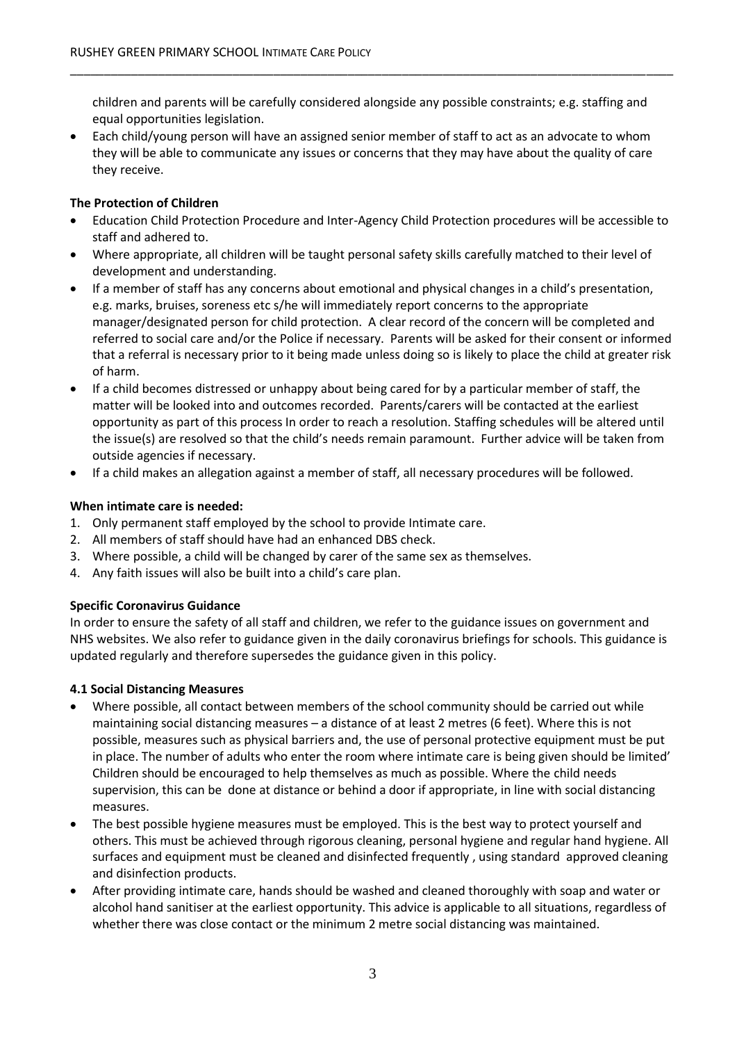- children and parents will be carefully considered alongside any possible constraints; e.g. staffing and equal opportunities legislation.
- Each child/young person will have an assigned senior member of staff to act as an advocate to whom they will be able to communicate any issues or concerns that they may have about the quality of care they receive.

**The Protection of Children**

- Education Child Protection Procedure and Inter-Agency Child Protection procedures will be accessible to staff and adhered to.
- Where appropriate, all children will be taught personal safety skills carefully matched to their level of development and understanding.
- If a member of staff has any concerns about emotional and physical changes in a child's presentation, e.g. marks, bruises, soreness etc s/he will immediately report concerns to the appropriate manager/designated person for child protection. A clear record of the concern will be completed and referred to social care and/or the Police if necessary. Parents will be asked for their consent or informed that a referral is necessary prior to it being made unless doing so is likely to place the child at greater risk of harm.
- If a child becomes distressed or unhappy about being cared for by a particular member of staff, the matter will be looked into and outcomes recorded. Parents/carers will be contacted at the earliest opportunity as part of this process In order to reach a resolution. Staffing schedules will be altered until the issue(s) are resolved so that the child's needs remain paramount. Further advice will be taken from outside agencies if necessary.
- If a child makes an allegation against a member of staff, all necessary procedures will be followed.

**When intimate care is needed:**

1. Only permanent staff employed by the school to provide Intimate care.
2. All members of staff should have had an enhanced DBS check.
3. Where possible, a child will be changed by carer of the same sex as themselves.
4. Any faith issues will also be built into a child's care plan.

**Specific Coronavirus Guidance**

In order to ensure the safety of all staff and children, we refer to the guidance issues on government and NHS websites. We also refer to guidance given in the daily coronavirus briefings for schools. This guidance is updated regularly and therefore supersedes the guidance given in this policy.

**4.1 Social Distancing Measures**

- Where possible, all contact between members of the school community should be carried out while maintaining social distancing measures – a distance of at least 2 metres (6 feet). Where this is not possible, measures such as physical barriers and, the use of personal protective equipment must be put in place. The number of adults who enter the room where intimate care is being given should be limited' Children should be encouraged to help themselves as much as possible. Where the child needs supervision, this can be done at distance or behind a door if appropriate, in line with social distancing measures.
- The best possible hygiene measures must be employed. This is the best way to protect yourself and others. This must be achieved through rigorous cleaning, personal hygiene and regular hand hygiene. All surfaces and equipment must be cleaned and disinfected frequently , using standard approved cleaning and disinfection products.
- After providing intimate care, hands should be washed and cleaned thoroughly with soap and water or alcohol hand sanitiser at the earliest opportunity. This advice is applicable to all situations, regardless of whether there was close contact or the minimum 2 metre social distancing was maintained.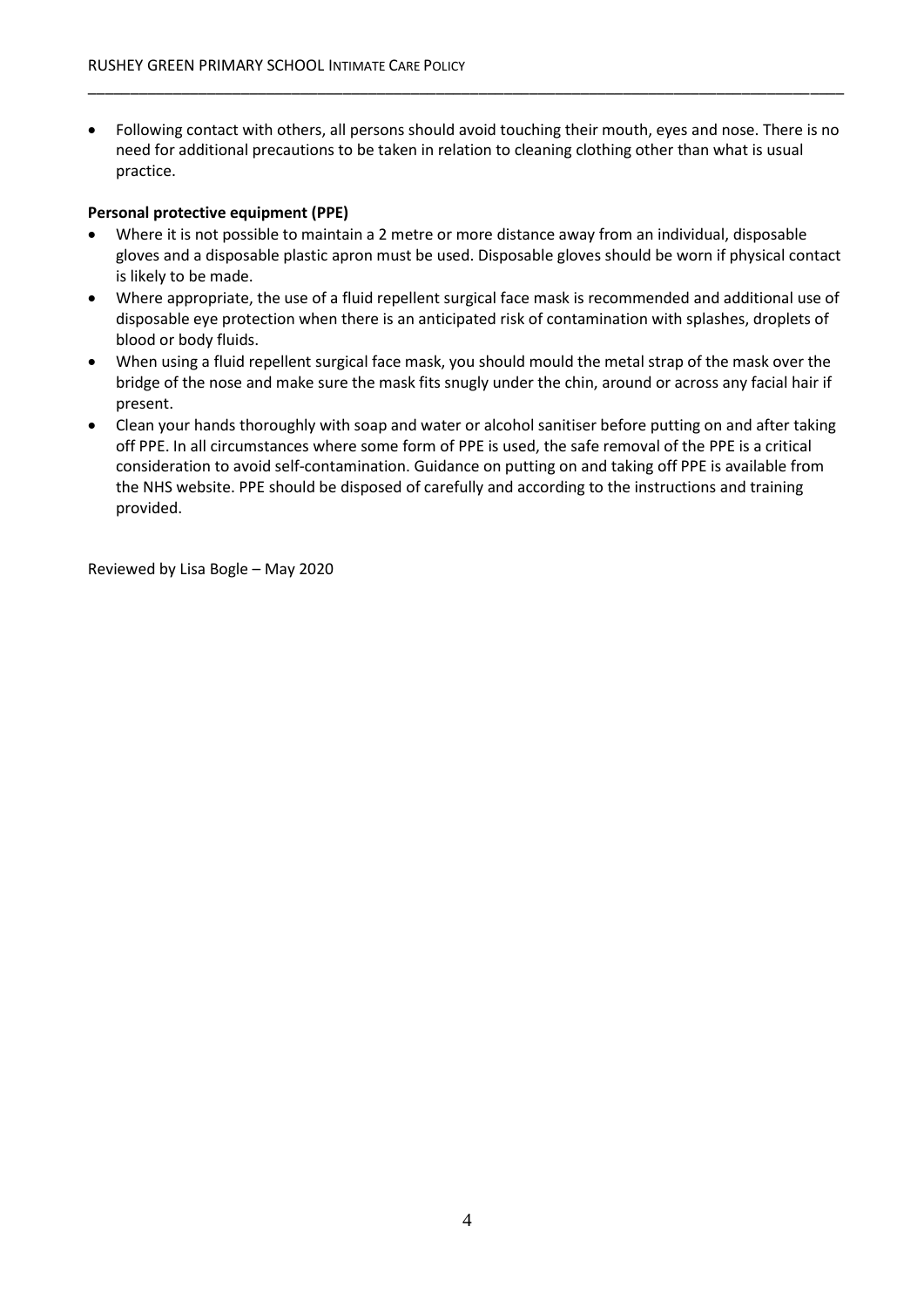- Following contact with others, all persons should avoid touching their mouth, eyes and nose. There is no need for additional precautions to be taken in relation to cleaning clothing other than what is usual practice.

**Personal protective equipment (PPE)**

- Where it is not possible to maintain a 2 metre or more distance away from an individual, disposable gloves and a disposable plastic apron must be used. Disposable gloves should be worn if physical contact is likely to be made.
- Where appropriate, the use of a fluid repellent surgical face mask is recommended and additional use of disposable eye protection when there is an anticipated risk of contamination with splashes, droplets of blood or body fluids.
- When using a fluid repellent surgical face mask, you should mould the metal strap of the mask over the bridge of the nose and make sure the mask fits snugly under the chin, around or across any facial hair if present.
- Clean your hands thoroughly with soap and water or alcohol sanitiser before putting on and after taking off PPE. In all circumstances where some form of PPE is used, the safe removal of the PPE is a critical consideration to avoid self-contamination. Guidance on putting on and taking off PPE is available from the NHS website. PPE should be disposed of carefully and according to the instructions and training provided.

Reviewed by Lisa Bogle – May 2020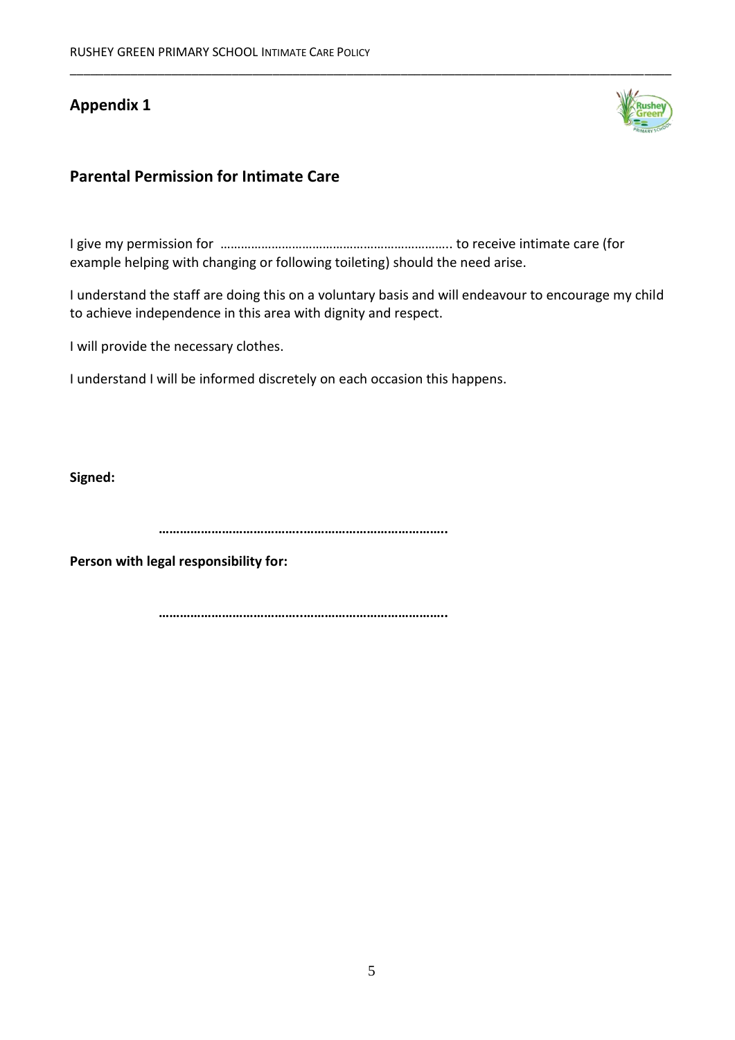## Appendix 1

## Parental Permission for Intimate Care

I give my permission for ………………………………………………………….. to receive intimate care (for example helping with changing or following toileting) should the need arise.

I understand the staff are doing this on a voluntary basis and will endeavour to encourage my child to achieve independence in this area with dignity and respect.

I will provide the necessary clothes.

I understand I will be informed discretely on each occasion this happens.

**Signed:**

**……………………………………………………………………..**

**Person with legal responsibility for:**

**……………………………………………………………………..**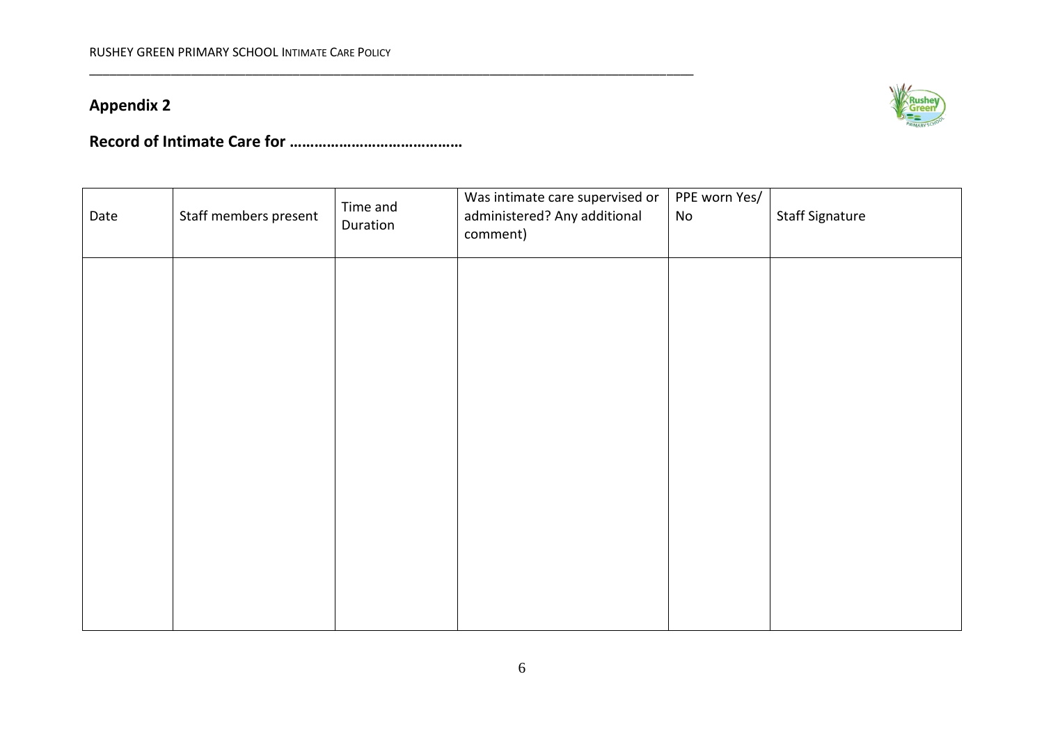## Appendix 2

**Record of Intimate Care for ……………………………………**

| Date | Staff members present | Time and Duration | Was intimate care supervised or administered? Any additional comment) | PPE worn Yes/ No | Staff Signature |
|---|---|---|---|---|---|
| | | | | | |